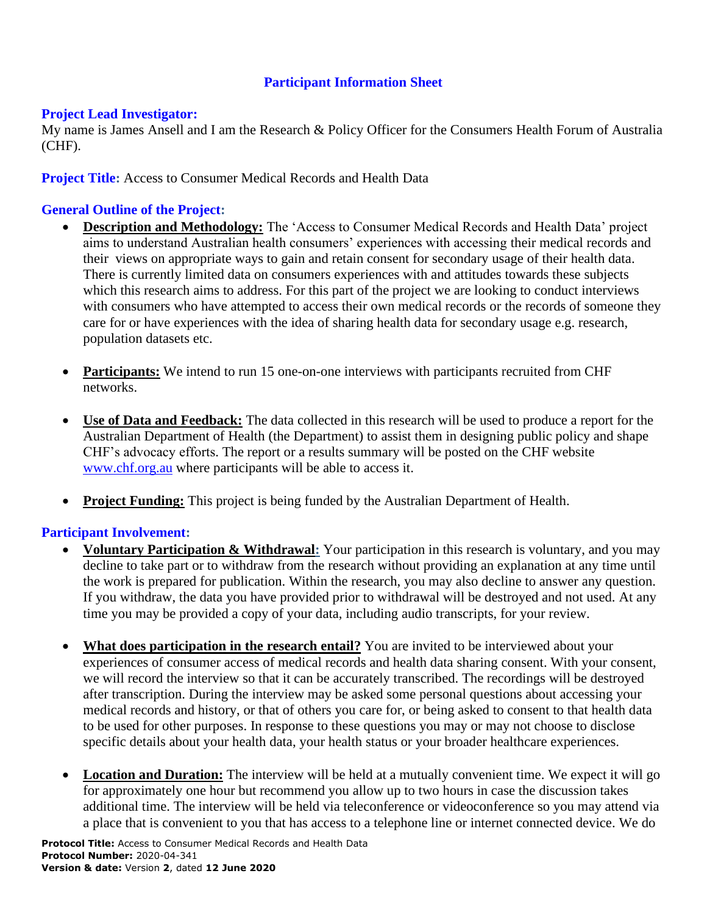# Participant Information Sheet

**Project Lead Investigator:**
My name is James Ansell and I am the Research & Policy Officer for the Consumers Health Forum of Australia (CHF).

**Project Title:** Access to Consumer Medical Records and Health Data

**General Outline of the Project:**

- **Description and Methodology:** The 'Access to Consumer Medical Records and Health Data' project aims to understand Australian health consumers' experiences with accessing their medical records and their views on appropriate ways to gain and retain consent for secondary usage of their health data. There is currently limited data on consumers experiences with and attitudes towards these subjects which this research aims to address. For this part of the project we are looking to conduct interviews with consumers who have attempted to access their own medical records or the records of someone they care for or have experiences with the idea of sharing health data for secondary usage e.g. research, population datasets etc.

- **Participants:** We intend to run 15 one-on-one interviews with participants recruited from CHF networks.

- **Use of Data and Feedback:** The data collected in this research will be used to produce a report for the Australian Department of Health (the Department) to assist them in designing public policy and shape CHF's advocacy efforts. The report or a results summary will be posted on the CHF website www.chf.org.au where participants will be able to access it.

- **Project Funding:** This project is being funded by the Australian Department of Health.

**Participant Involvement:**

- **Voluntary Participation & Withdrawal:** Your participation in this research is voluntary, and you may decline to take part or to withdraw from the research without providing an explanation at any time until the work is prepared for publication. Within the research, you may also decline to answer any question. If you withdraw, the data you have provided prior to withdrawal will be destroyed and not used. At any time you may be provided a copy of your data, including audio transcripts, for your review.

- **What does participation in the research entail?** You are invited to be interviewed about your experiences of consumer access of medical records and health data sharing consent. With your consent, we will record the interview so that it can be accurately transcribed. The recordings will be destroyed after transcription. During the interview may be asked some personal questions about accessing your medical records and history, or that of others you care for, or being asked to consent to that health data to be used for other purposes. In response to these questions you may or may not choose to disclose specific details about your health data, your health status or your broader healthcare experiences.

- **Location and Duration:** The interview will be held at a mutually convenient time. We expect it will go for approximately one hour but recommend you allow up to two hours in case the discussion takes additional time. The interview will be held via teleconference or videoconference so you may attend via a place that is convenient to you that has access to a telephone line or internet connected device. We do

**Protocol Title:** Access to Consumer Medical Records and Health Data
**Protocol Number:** 2020-04-341
**Version & date:** Version **2**, dated **12 June 2020**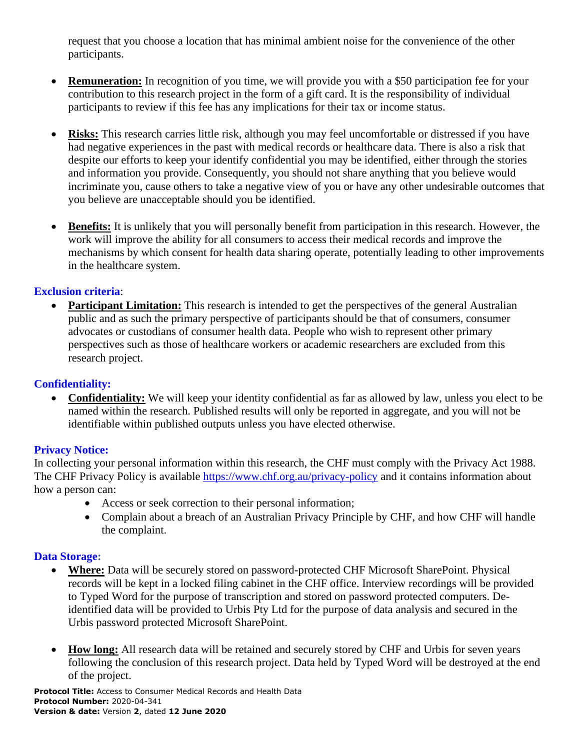request that you choose a location that has minimal ambient noise for the convenience of the other participants.

- **Remuneration:** In recognition of you time, we will provide you with a $50 participation fee for your contribution to this research project in the form of a gift card. It is the responsibility of individual participants to review if this fee has any implications for their tax or income status.

- **Risks:** This research carries little risk, although you may feel uncomfortable or distressed if you have had negative experiences in the past with medical records or healthcare data. There is also a risk that despite our efforts to keep your identify confidential you may be identified, either through the stories and information you provide. Consequently, you should not share anything that you believe would incriminate you, cause others to take a negative view of you or have any other undesirable outcomes that you believe are unacceptable should you be identified.

- **Benefits:** It is unlikely that you will personally benefit from participation in this research. However, the work will improve the ability for all consumers to access their medical records and improve the mechanisms by which consent for health data sharing operate, potentially leading to other improvements in the healthcare system.

## Exclusion criteria:

- **Participant Limitation:** This research is intended to get the perspectives of the general Australian public and as such the primary perspective of participants should be that of consumers, consumer advocates or custodians of consumer health data. People who wish to represent other primary perspectives such as those of healthcare workers or academic researchers are excluded from this research project.

## Confidentiality:

- **Confidentiality:** We will keep your identity confidential as far as allowed by law, unless you elect to be named within the research. Published results will only be reported in aggregate, and you will not be identifiable within published outputs unless you have elected otherwise.

## Privacy Notice:

In collecting your personal information within this research, the CHF must comply with the Privacy Act 1988. The CHF Privacy Policy is available https://www.chf.org.au/privacy-policy and it contains information about how a person can:

- Access or seek correction to their personal information;
- Complain about a breach of an Australian Privacy Principle by CHF, and how CHF will handle the complaint.

## Data Storage:

- **Where:** Data will be securely stored on password-protected CHF Microsoft SharePoint. Physical records will be kept in a locked filing cabinet in the CHF office. Interview recordings will be provided to Typed Word for the purpose of transcription and stored on password protected computers. De-identified data will be provided to Urbis Pty Ltd for the purpose of data analysis and secured in the Urbis password protected Microsoft SharePoint.

- **How long:** All research data will be retained and securely stored by CHF and Urbis for seven years following the conclusion of this research project. Data held by Typed Word will be destroyed at the end of the project.

**Protocol Title:** Access to Consumer Medical Records and Health Data
**Protocol Number:** 2020-04-341
**Version & date:** Version **2**, dated **12 June 2020**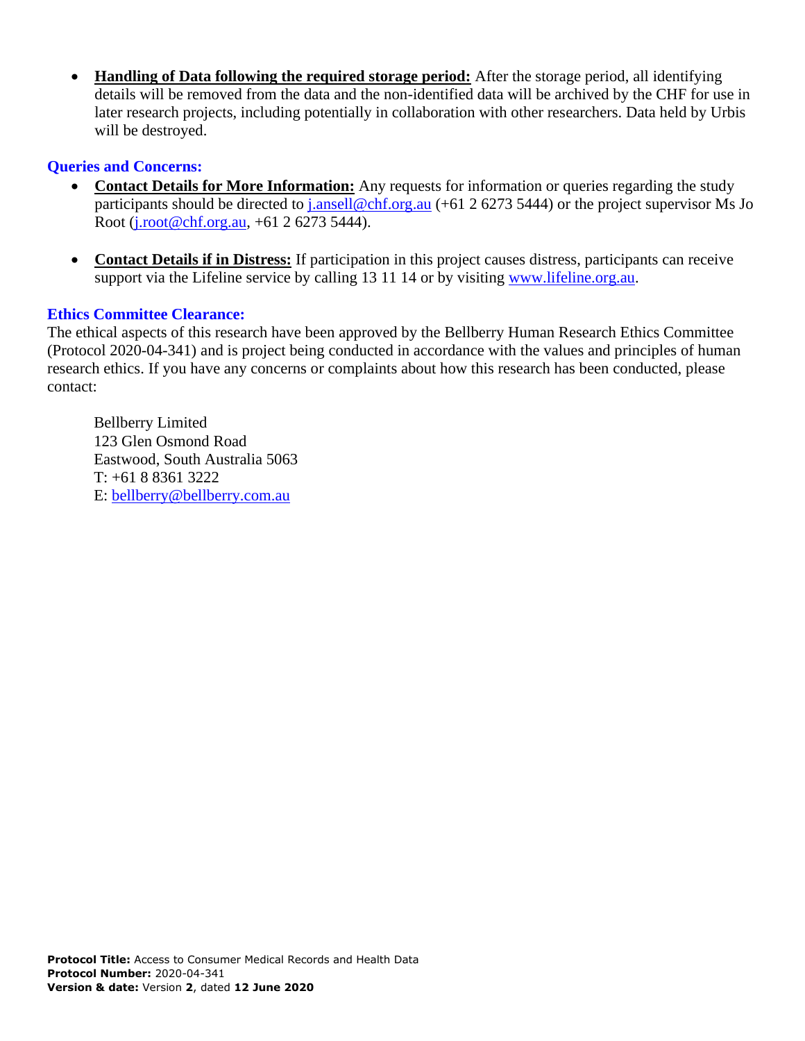- **Handling of Data following the required storage period:** After the storage period, all identifying details will be removed from the data and the non-identified data will be archived by the CHF for use in later research projects, including potentially in collaboration with other researchers. Data held by Urbis will be destroyed.

### Queries and Concerns:

- **Contact Details for More Information:** Any requests for information or queries regarding the study participants should be directed to j.ansell@chf.org.au (+61 2 6273 5444) or the project supervisor Ms Jo Root (j.root@chf.org.au, +61 2 6273 5444).

- **Contact Details if in Distress:** If participation in this project causes distress, participants can receive support via the Lifeline service by calling 13 11 14 or by visiting www.lifeline.org.au.

### Ethics Committee Clearance:

The ethical aspects of this research have been approved by the Bellberry Human Research Ethics Committee (Protocol 2020-04-341) and is project being conducted in accordance with the values and principles of human research ethics. If you have any concerns or complaints about how this research has been conducted, please contact:

Bellberry Limited
123 Glen Osmond Road
Eastwood, South Australia 5063
T: +61 8 8361 3222
E: bellberry@bellberry.com.au

**Protocol Title:** Access to Consumer Medical Records and Health Data
**Protocol Number:** 2020-04-341
**Version & date:** Version **2**, dated **12 June 2020**